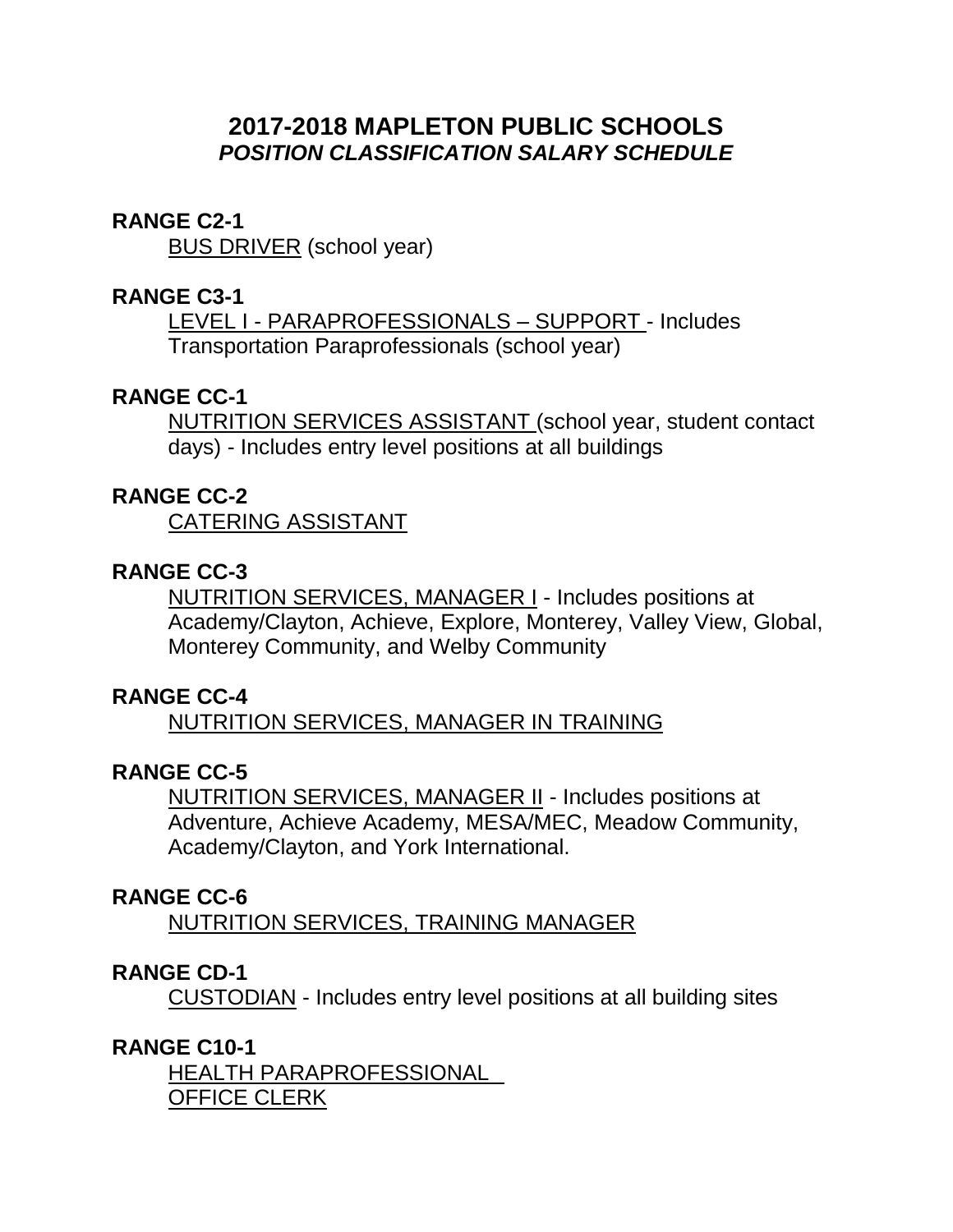# 2017-2018 MAPLETON PUBLIC SCHOOLS
## *POSITION CLASSIFICATION SALARY SCHEDULE*

**RANGE C2-1**

BUS DRIVER (school year)

**RANGE C3-1**

LEVEL I - PARAPROFESSIONALS – SUPPORT - Includes Transportation Paraprofessionals (school year)

**RANGE CC-1**

NUTRITION SERVICES ASSISTANT (school year, student contact days) - Includes entry level positions at all buildings

**RANGE CC-2**

CATERING ASSISTANT

**RANGE CC-3**

NUTRITION SERVICES, MANAGER I - Includes positions at Academy/Clayton, Achieve, Explore, Monterey, Valley View, Global, Monterey Community, and Welby Community

**RANGE CC-4**

NUTRITION SERVICES, MANAGER IN TRAINING

**RANGE CC-5**

NUTRITION SERVICES, MANAGER II - Includes positions at Adventure, Achieve Academy, MESA/MEC, Meadow Community, Academy/Clayton, and York International.

**RANGE CC-6**

NUTRITION SERVICES, TRAINING MANAGER

**RANGE CD-1**

CUSTODIAN - Includes entry level positions at all building sites

**RANGE C10-1**

HEALTH PARAPROFESSIONAL
OFFICE CLERK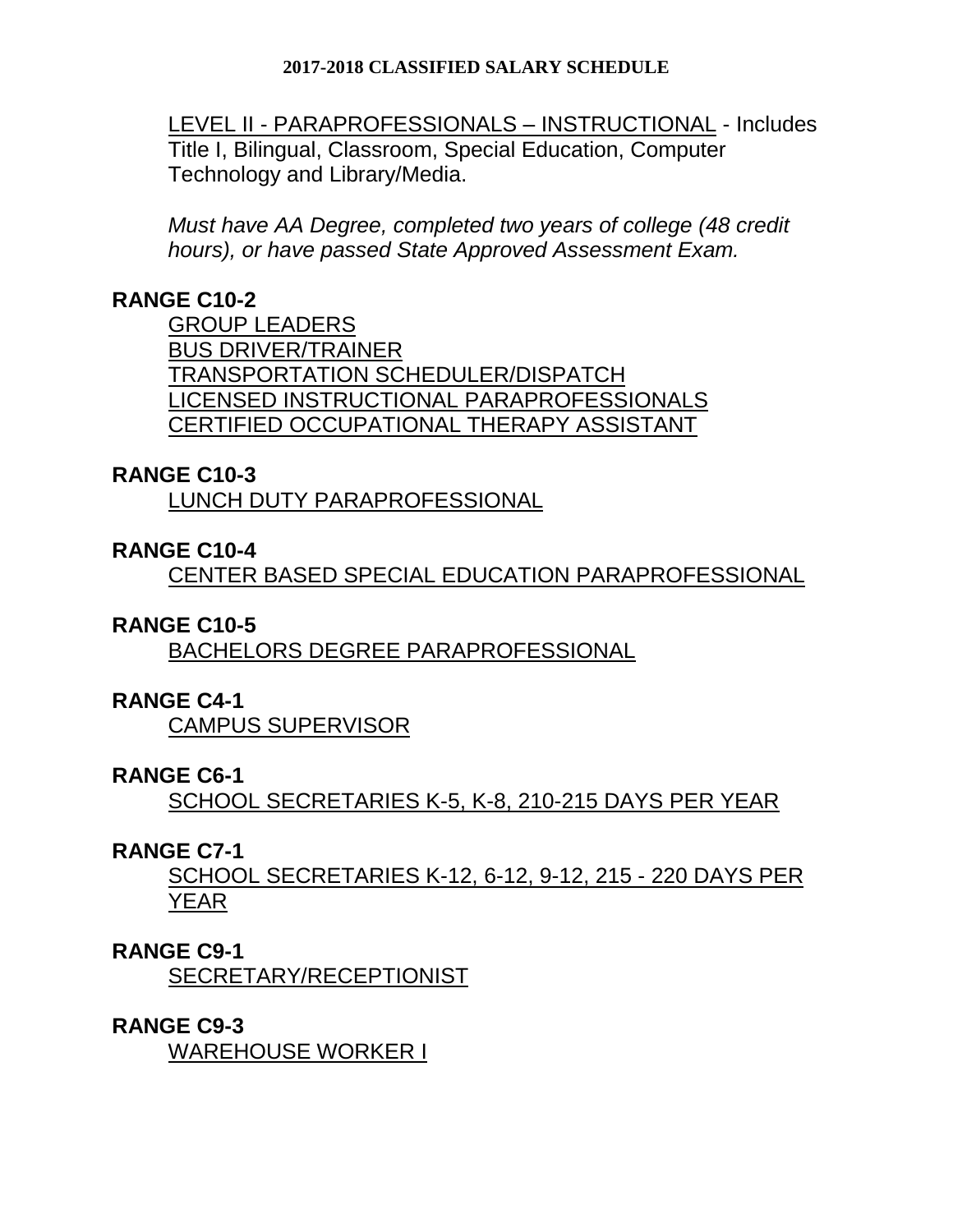LEVEL II - PARAPROFESSIONALS – INSTRUCTIONAL - Includes Title I, Bilingual, Classroom, Special Education, Computer Technology and Library/Media.

*Must have AA Degree, completed two years of college (48 credit hours), or have passed State Approved Assessment Exam.*

**RANGE C10-2**

GROUP LEADERS
BUS DRIVER/TRAINER
TRANSPORTATION SCHEDULER/DISPATCH
LICENSED INSTRUCTIONAL PARAPROFESSIONALS
CERTIFIED OCCUPATIONAL THERAPY ASSISTANT

**RANGE C10-3**

LUNCH DUTY PARAPROFESSIONAL

**RANGE C10-4**

CENTER BASED SPECIAL EDUCATION PARAPROFESSIONAL

**RANGE C10-5**

BACHELORS DEGREE PARAPROFESSIONAL

**RANGE C4-1**

CAMPUS SUPERVISOR

**RANGE C6-1**

SCHOOL SECRETARIES K-5, K-8, 210-215 DAYS PER YEAR

**RANGE C7-1**

SCHOOL SECRETARIES K-12, 6-12, 9-12, 215 - 220 DAYS PER YEAR

**RANGE C9-1**

SECRETARY/RECEPTIONIST

**RANGE C9-3**

WAREHOUSE WORKER I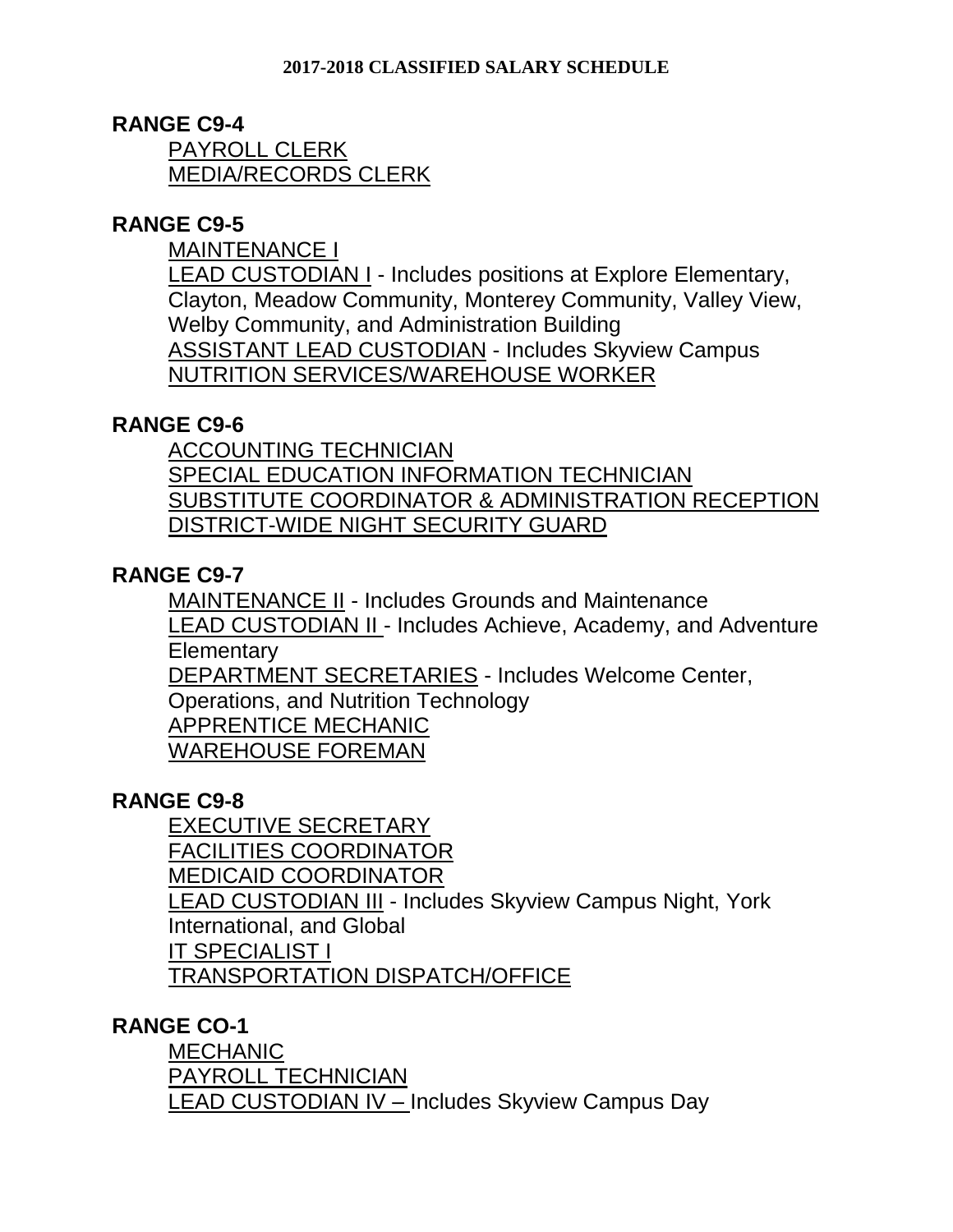**2017-2018 CLASSIFIED SALARY SCHEDULE**

## RANGE C9-4

<u>PAYROLL CLERK</u>
<u>MEDIA/RECORDS CLERK</u>

## RANGE C9-5

<u>MAINTENANCE I</u>
<u>LEAD CUSTODIAN I</u> - Includes positions at Explore Elementary, Clayton, Meadow Community, Monterey Community, Valley View, Welby Community, and Administration Building
<u>ASSISTANT LEAD CUSTODIAN</u> - Includes Skyview Campus
<u>NUTRITION SERVICES/WAREHOUSE WORKER</u>

## RANGE C9-6

<u>ACCOUNTING TECHNICIAN</u>
<u>SPECIAL EDUCATION INFORMATION TECHNICIAN</u>
<u>SUBSTITUTE COORDINATOR & ADMINISTRATION RECEPTION</u>
<u>DISTRICT-WIDE NIGHT SECURITY GUARD</u>

## RANGE C9-7

<u>MAINTENANCE II</u> - Includes Grounds and Maintenance
<u>LEAD CUSTODIAN II</u> - Includes Achieve, Academy, and Adventure Elementary
<u>DEPARTMENT SECRETARIES</u> - Includes Welcome Center, Operations, and Nutrition Technology
<u>APPRENTICE MECHANIC</u>
<u>WAREHOUSE FOREMAN</u>

## RANGE C9-8

<u>EXECUTIVE SECRETARY</u>
<u>FACILITIES COORDINATOR</u>
<u>MEDICAID COORDINATOR</u>
<u>LEAD CUSTODIAN III</u> - Includes Skyview Campus Night, York International, and Global
<u>IT SPECIALIST I</u>
<u>TRANSPORTATION DISPATCH/OFFICE</u>

## RANGE CO-1

<u>MECHANIC</u>
<u>PAYROLL TECHNICIAN</u>
<u>LEAD CUSTODIAN IV –</u> Includes Skyview Campus Day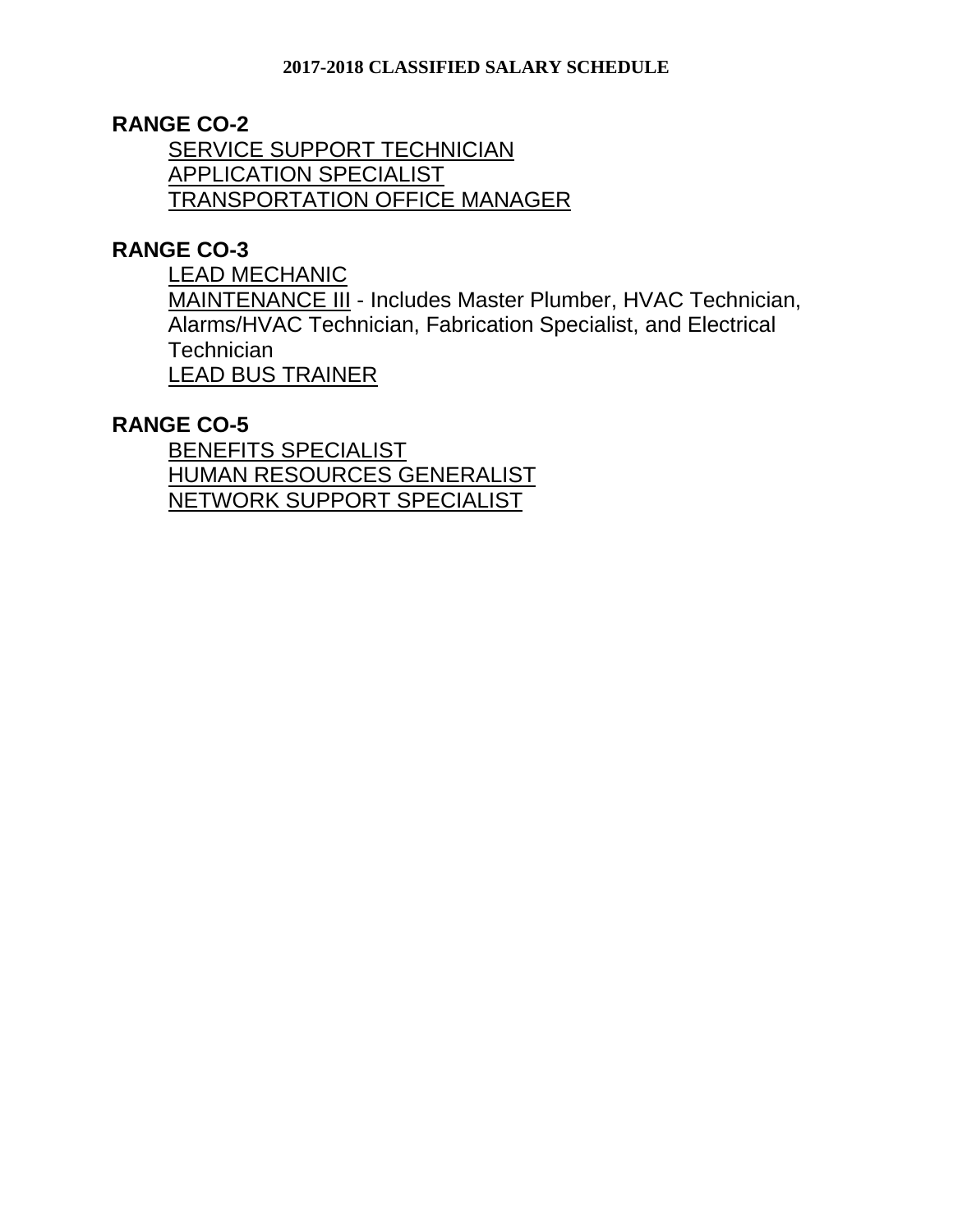**2017-2018 CLASSIFIED SALARY SCHEDULE**

## RANGE CO-2

SERVICE SUPPORT TECHNICIAN
APPLICATION SPECIALIST
TRANSPORTATION OFFICE MANAGER

## RANGE CO-3

LEAD MECHANIC
MAINTENANCE III - Includes Master Plumber, HVAC Technician, Alarms/HVAC Technician, Fabrication Specialist, and Electrical Technician
LEAD BUS TRAINER

## RANGE CO-5

BENEFITS SPECIALIST
HUMAN RESOURCES GENERALIST
NETWORK SUPPORT SPECIALIST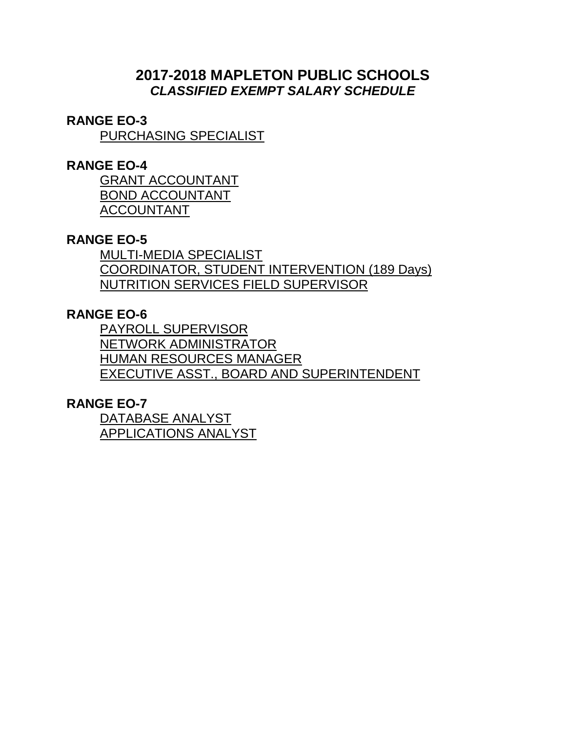# 2017-2018 MAPLETON PUBLIC SCHOOLS
## *CLASSIFIED EXEMPT SALARY SCHEDULE*

**RANGE EO-3**

PURCHASING SPECIALIST

**RANGE EO-4**

GRANT ACCOUNTANT
BOND ACCOUNTANT
ACCOUNTANT

**RANGE EO-5**

MULTI-MEDIA SPECIALIST
COORDINATOR, STUDENT INTERVENTION (189 Days)
NUTRITION SERVICES FIELD SUPERVISOR

**RANGE EO-6**

PAYROLL SUPERVISOR
NETWORK ADMINISTRATOR
HUMAN RESOURCES MANAGER
EXECUTIVE ASST., BOARD AND SUPERINTENDENT

**RANGE EO-7**

DATABASE ANALYST
APPLICATIONS ANALYST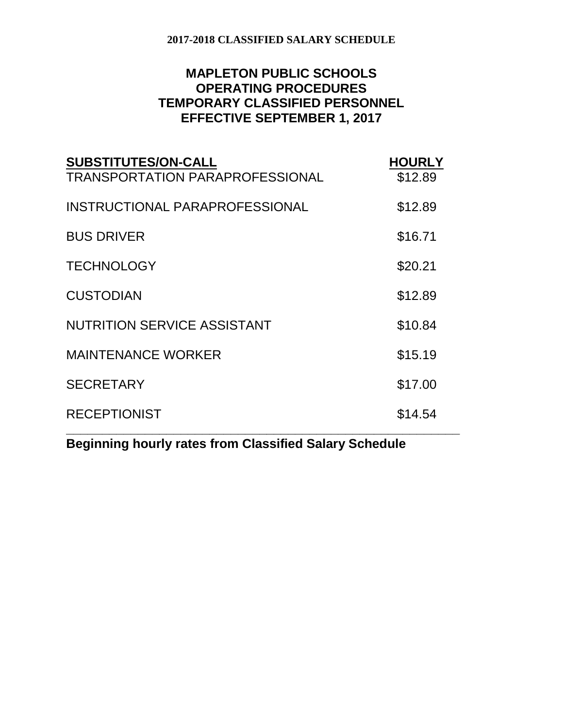2017-2018 CLASSIFIED SALARY SCHEDULE

# MAPLETON PUBLIC SCHOOLS
## OPERATING PROCEDURES
## TEMPORARY CLASSIFIED PERSONNEL
## EFFECTIVE SEPTEMBER 1, 2017

| SUBSTITUTES/ON-CALL | HOURLY |
|---|---|
| TRANSPORTATION PARAPROFESSIONAL | $12.89 |
| INSTRUCTIONAL PARAPROFESSIONAL | $12.89 |
| BUS DRIVER | $16.71 |
| TECHNOLOGY | $20.21 |
| CUSTODIAN | $12.89 |
| NUTRITION SERVICE ASSISTANT | $10.84 |
| MAINTENANCE WORKER | $15.19 |
| SECRETARY | $17.00 |
| RECEPTIONIST | $14.54 |

**Beginning hourly rates from Classified Salary Schedule**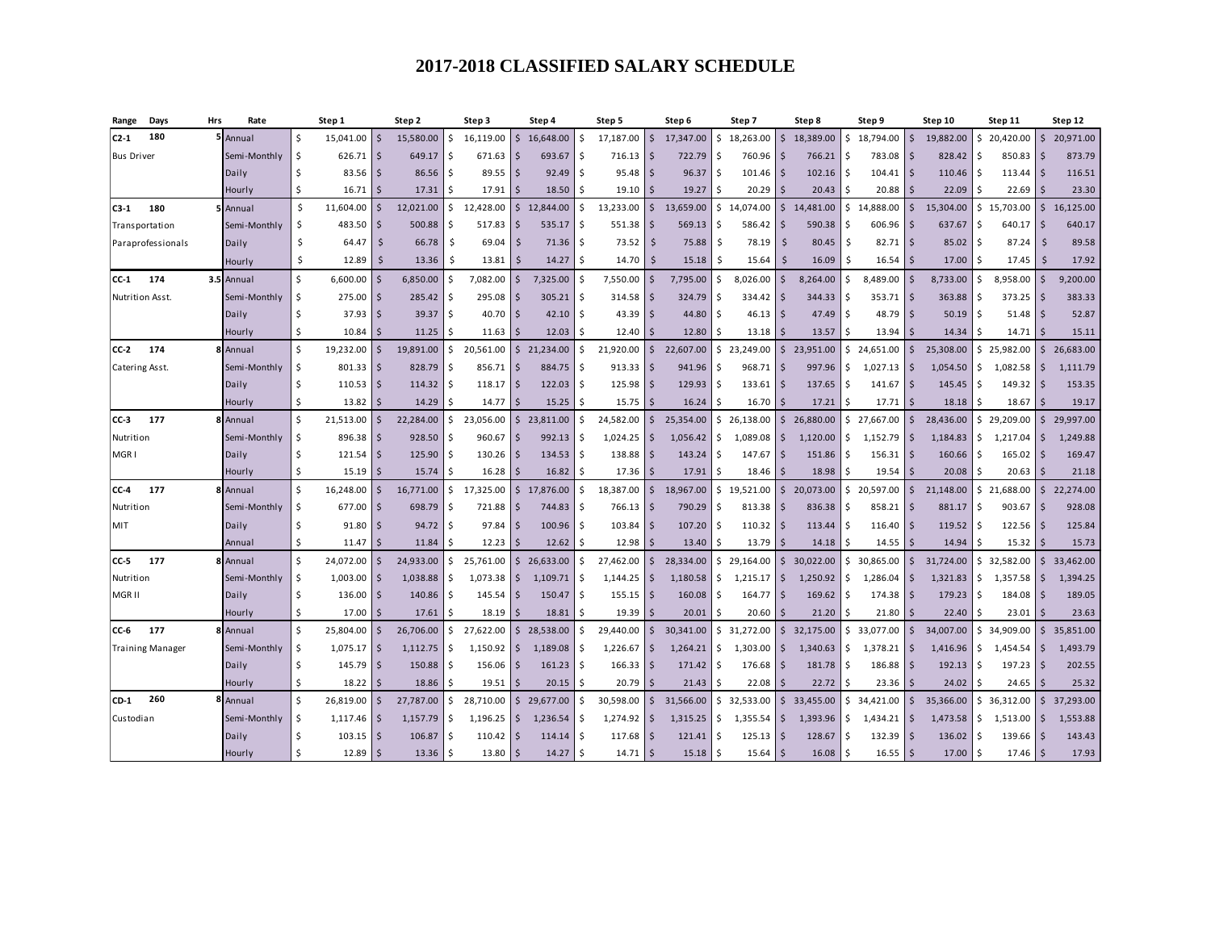# 2017-2018 CLASSIFIED SALARY SCHEDULE

| Range | Days | Hrs | Rate | Step 1 | Step 2 | Step 3 | Step 4 | Step 5 | Step 6 | Step 7 | Step 8 | Step 9 | Step 10 | Step 11 | Step 12 |
|---|---|---|---|---|---|---|---|---|---|---|---|---|---|---|---|
| C2-1 | 180 | 5 | Annual | $ 15,041.00 | $ 15,580.00 | $ 16,119.00 | $ 16,648.00 | $ 17,187.00 | $ 17,347.00 | $ 18,263.00 | $ 18,389.00 | $ 18,794.00 | $ 19,882.00 | $ 20,420.00 | $ 20,971.00 |
| Bus Driver | | | Semi-Monthly | $ 626.71 | $ 649.17 | $ 671.63 | $ 693.67 | $ 716.13 | $ 722.79 | $ 760.96 | $ 766.21 | $ 783.08 | $ 828.42 | $ 850.83 | $ 873.79 |
| | | | Daily | $ 83.56 | $ 86.56 | $ 89.55 | $ 92.49 | $ 95.48 | $ 96.37 | $ 101.46 | $ 102.16 | $ 104.41 | $ 110.46 | $ 113.44 | $ 116.51 |
| | | | Hourly | $ 16.71 | $ 17.31 | $ 17.91 | $ 18.50 | $ 19.10 | $ 19.27 | $ 20.29 | $ 20.43 | $ 20.88 | $ 22.09 | $ 22.69 | $ 23.30 |
| C3-1 | 180 | 5 | Annual | $ 11,604.00 | $ 12,021.00 | $ 12,428.00 | $ 12,844.00 | $ 13,233.00 | $ 13,659.00 | $ 14,074.00 | $ 14,481.00 | $ 14,888.00 | $ 15,304.00 | $ 15,703.00 | $ 16,125.00 |
| Transportation | | | Semi-Monthly | $ 483.50 | $ 500.88 | $ 517.83 | $ 535.17 | $ 551.38 | $ 569.13 | $ 586.42 | $ 590.38 | $ 606.96 | $ 637.67 | $ 640.17 | $ 640.17 |
| Paraprofessionals | | | Daily | $ 64.47 | $ 66.78 | $ 69.04 | $ 71.36 | $ 73.52 | $ 75.88 | $ 78.19 | $ 80.45 | $ 82.71 | $ 85.02 | $ 87.24 | $ 89.58 |
| | | | Hourly | $ 12.89 | $ 13.36 | $ 13.81 | $ 14.27 | $ 14.70 | $ 15.18 | $ 15.64 | $ 16.09 | $ 16.54 | $ 17.00 | $ 17.45 | $ 17.92 |
| CC-1 | 174 | 3.5 | Annual | $ 6,600.00 | $ 6,850.00 | $ 7,082.00 | $ 7,325.00 | $ 7,550.00 | $ 7,795.00 | $ 8,026.00 | $ 8,264.00 | $ 8,489.00 | $ 8,733.00 | $ 8,958.00 | $ 9,200.00 |
| Nutrition Asst. | | | Semi-Monthly | $ 275.00 | $ 285.42 | $ 295.08 | $ 305.21 | $ 314.58 | $ 324.79 | $ 334.42 | $ 344.33 | $ 353.71 | $ 363.88 | $ 373.25 | $ 383.33 |
| | | | Daily | $ 37.93 | $ 39.37 | $ 40.70 | $ 42.10 | $ 43.39 | $ 44.80 | $ 46.13 | $ 47.49 | $ 48.79 | $ 50.19 | $ 51.48 | $ 52.87 |
| | | | Hourly | $ 10.84 | $ 11.25 | $ 11.63 | $ 12.03 | $ 12.40 | $ 12.80 | $ 13.18 | $ 13.57 | $ 13.94 | $ 14.34 | $ 14.71 | $ 15.11 |
| CC-2 | 174 | 8 | Annual | $ 19,232.00 | $ 19,891.00 | $ 20,561.00 | $ 21,234.00 | $ 21,920.00 | $ 22,607.00 | $ 23,249.00 | $ 23,951.00 | $ 24,651.00 | $ 25,308.00 | $ 25,982.00 | $ 26,683.00 |
| Catering Asst. | | | Semi-Monthly | $ 801.33 | $ 828.79 | $ 856.71 | $ 884.75 | $ 913.33 | $ 941.96 | $ 968.71 | $ 997.96 | $ 1,027.13 | $ 1,054.50 | $ 1,082.58 | $ 1,111.79 |
| | | | Daily | $ 110.53 | $ 114.32 | $ 118.17 | $ 122.03 | $ 125.98 | $ 129.93 | $ 133.61 | $ 137.65 | $ 141.67 | $ 145.45 | $ 149.32 | $ 153.35 |
| | | | Hourly | $ 13.82 | $ 14.29 | $ 14.77 | $ 15.25 | $ 15.75 | $ 16.24 | $ 16.70 | $ 17.21 | $ 17.71 | $ 18.18 | $ 18.67 | $ 19.17 |
| CC-3 | 177 | 8 | Annual | $ 21,513.00 | $ 22,284.00 | $ 23,056.00 | $ 23,811.00 | $ 24,582.00 | $ 25,354.00 | $ 26,138.00 | $ 26,880.00 | $ 27,667.00 | $ 28,436.00 | $ 29,209.00 | $ 29,997.00 |
| Nutrition | | | Semi-Monthly | $ 896.38 | $ 928.50 | $ 960.67 | $ 992.13 | $ 1,024.25 | $ 1,056.42 | $ 1,089.08 | $ 1,120.00 | $ 1,152.79 | $ 1,184.83 | $ 1,217.04 | $ 1,249.88 |
| MGR I | | | Daily | $ 121.54 | $ 125.90 | $ 130.26 | $ 134.53 | $ 138.88 | $ 143.24 | $ 147.67 | $ 151.86 | $ 156.31 | $ 160.66 | $ 165.02 | $ 169.47 |
| | | | Hourly | $ 15.19 | $ 15.74 | $ 16.28 | $ 16.82 | $ 17.36 | $ 17.91 | $ 18.46 | $ 18.98 | $ 19.54 | $ 20.08 | $ 20.63 | $ 21.18 |
| CC-4 | 177 | 8 | Annual | $ 16,248.00 | $ 16,771.00 | $ 17,325.00 | $ 17,876.00 | $ 18,387.00 | $ 18,967.00 | $ 19,521.00 | $ 20,073.00 | $ 20,597.00 | $ 21,148.00 | $ 21,688.00 | $ 22,274.00 |
| Nutrition | | | Semi-Monthly | $ 677.00 | $ 698.79 | $ 721.88 | $ 744.83 | $ 766.13 | $ 790.29 | $ 813.38 | $ 836.38 | $ 858.21 | $ 881.17 | $ 903.67 | $ 928.08 |
| MIT | | | Daily | $ 91.80 | $ 94.72 | $ 97.84 | $ 100.96 | $ 103.84 | $ 107.20 | $ 110.32 | $ 113.44 | $ 116.40 | $ 119.52 | $ 122.56 | $ 125.84 |
| | | | Annual | $ 11.47 | $ 11.84 | $ 12.23 | $ 12.62 | $ 12.98 | $ 13.40 | $ 13.79 | $ 14.18 | $ 14.55 | $ 14.94 | $ 15.32 | $ 15.73 |
| CC-5 | 177 | 8 | Annual | $ 24,072.00 | $ 24,933.00 | $ 25,761.00 | $ 26,633.00 | $ 27,462.00 | $ 28,334.00 | $ 29,164.00 | $ 30,022.00 | $ 30,865.00 | $ 31,724.00 | $ 32,582.00 | $ 33,462.00 |
| Nutrition | | | Semi-Monthly | $ 1,003.00 | $ 1,038.88 | $ 1,073.38 | $ 1,109.71 | $ 1,144.25 | $ 1,180.58 | $ 1,215.17 | $ 1,250.92 | $ 1,286.04 | $ 1,321.83 | $ 1,357.58 | $ 1,394.25 |
| MGR II | | | Daily | $ 136.00 | $ 140.86 | $ 145.54 | $ 150.47 | $ 155.15 | $ 160.08 | $ 164.77 | $ 169.62 | $ 174.38 | $ 179.23 | $ 184.08 | $ 189.05 |
| | | | Hourly | $ 17.00 | $ 17.61 | $ 18.19 | $ 18.81 | $ 19.39 | $ 20.01 | $ 20.60 | $ 21.20 | $ 21.80 | $ 22.40 | $ 23.01 | $ 23.63 |
| CC-6 | 177 | 8 | Annual | $ 25,804.00 | $ 26,706.00 | $ 27,622.00 | $ 28,538.00 | $ 29,440.00 | $ 30,341.00 | $ 31,272.00 | $ 32,175.00 | $ 33,077.00 | $ 34,007.00 | $ 34,909.00 | $ 35,851.00 |
| Training Manager | | | Semi-Monthly | $ 1,075.17 | $ 1,112.75 | $ 1,150.92 | $ 1,189.08 | $ 1,226.67 | $ 1,264.21 | $ 1,303.00 | $ 1,340.63 | $ 1,378.21 | $ 1,416.96 | $ 1,454.54 | $ 1,493.79 |
| | | | Daily | $ 145.79 | $ 150.88 | $ 156.06 | $ 161.23 | $ 166.33 | $ 171.42 | $ 176.68 | $ 181.78 | $ 186.88 | $ 192.13 | $ 197.23 | $ 202.55 |
| | | | Hourly | $ 18.22 | $ 18.86 | $ 19.51 | $ 20.15 | $ 20.79 | $ 21.43 | $ 22.08 | $ 22.72 | $ 23.36 | $ 24.02 | $ 24.65 | $ 25.32 |
| CD-1 | 260 | 8 | Annual | $ 26,819.00 | $ 27,787.00 | $ 28,710.00 | $ 29,677.00 | $ 30,598.00 | $ 31,566.00 | $ 32,533.00 | $ 33,455.00 | $ 34,421.00 | $ 35,366.00 | $ 36,312.00 | $ 37,293.00 |
| Custodian | | | Semi-Monthly | $ 1,117.46 | $ 1,157.79 | $ 1,196.25 | $ 1,236.54 | $ 1,274.92 | $ 1,315.25 | $ 1,355.54 | $ 1,393.96 | $ 1,434.21 | $ 1,473.58 | $ 1,513.00 | $ 1,553.88 |
| | | | Daily | $ 103.15 | $ 106.87 | $ 110.42 | $ 114.14 | $ 117.68 | $ 121.41 | $ 125.13 | $ 128.67 | $ 132.39 | $ 136.02 | $ 139.66 | $ 143.43 |
| | | | Hourly | $ 12.89 | $ 13.36 | $ 13.80 | $ 14.27 | $ 14.71 | $ 15.18 | $ 15.64 | $ 16.08 | $ 16.55 | $ 17.00 | $ 17.46 | $ 17.93 |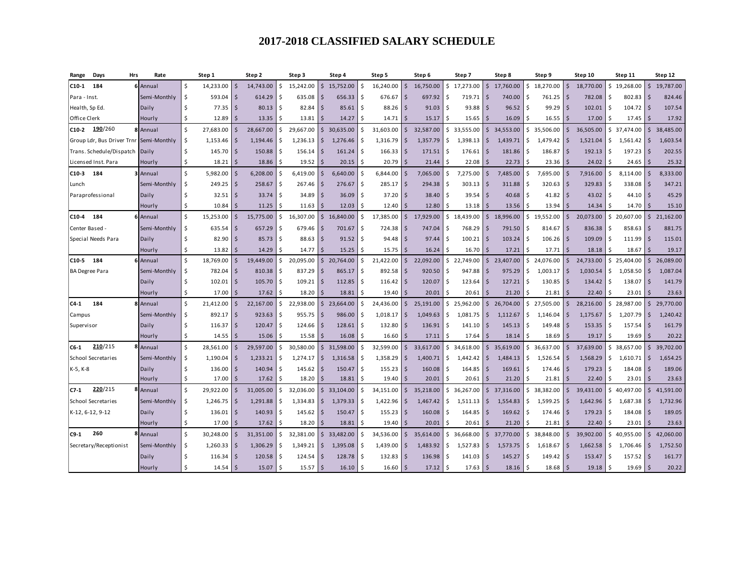# 2017-2018 CLASSIFIED SALARY SCHEDULE

| Range | Days | Hrs | Rate | Step 1 | Step 2 | Step 3 | Step 4 | Step 5 | Step 6 | Step 7 | Step 8 | Step 9 | Step 10 | Step 11 | Step 12 |
|---|---|---|---|---|---|---|---|---|---|---|---|---|---|---|---|
| C10-1 | 184 | 6 | Annual | $ 14,233.00 | $ 14,743.00 | $ 15,242.00 | $ 15,752.00 | $ 16,240.00 | $ 16,750.00 | $ 17,273.00 | $ 17,760.00 | $ 18,270.00 | $ 18,770.00 | $ 19,268.00 | $ 19,787.00 |
| Para - Inst. | | | Semi-Monthly | $ 593.04 | $ 614.29 | $ 635.08 | $ 656.33 | $ 676.67 | $ 697.92 | $ 719.71 | $ 740.00 | $ 761.25 | $ 782.08 | $ 802.83 | $ 824.46 |
| Health, Sp Ed. | | | Daily | $ 77.35 | $ 80.13 | $ 82.84 | $ 85.61 | $ 88.26 | $ 91.03 | $ 93.88 | $ 96.52 | $ 99.29 | $ 102.01 | $ 104.72 | $ 107.54 |
| Office Clerk | | | Hourly | $ 12.89 | $ 13.35 | $ 13.81 | $ 14.27 | $ 14.71 | $ 15.17 | $ 15.65 | $ 16.09 | $ 16.55 | $ 17.00 | $ 17.45 | $ 17.92 |
| C10-2 | 190/260 | 8 | Annual | $ 27,683.00 | $ 28,667.00 | $ 29,667.00 | $ 30,635.00 | $ 31,603.00 | $ 32,587.00 | $ 33,555.00 | $ 34,553.00 | $ 35,506.00 | $ 36,505.00 | $ 37,474.00 | $ 38,485.00 |
| Group Ldr, Bus Driver Trnr | | | Semi-Monthly | $ 1,153.46 | $ 1,194.46 | $ 1,236.13 | $ 1,276.46 | $ 1,316.79 | $ 1,357.79 | $ 1,398.13 | $ 1,439.71 | $ 1,479.42 | $ 1,521.04 | $ 1,561.42 | $ 1,603.54 |
| Trans. Schedule/Dispatch | | | Daily | $ 145.70 | $ 150.88 | $ 156.14 | $ 161.24 | $ 166.33 | $ 171.51 | $ 176.61 | $ 181.86 | $ 186.87 | $ 192.13 | $ 197.23 | $ 202.55 |
| Licensed Inst. Para | | | Hourly | $ 18.21 | $ 18.86 | $ 19.52 | $ 20.15 | $ 20.79 | $ 21.44 | $ 22.08 | $ 22.73 | $ 23.36 | $ 24.02 | $ 24.65 | $ 25.32 |
| C10-3 | 184 | 3 | Annual | $ 5,982.00 | $ 6,208.00 | $ 6,419.00 | $ 6,640.00 | $ 6,844.00 | $ 7,065.00 | $ 7,275.00 | $ 7,485.00 | $ 7,695.00 | $ 7,916.00 | $ 8,114.00 | $ 8,333.00 |
| Lunch | | | Semi-Monthly | $ 249.25 | $ 258.67 | $ 267.46 | $ 276.67 | $ 285.17 | $ 294.38 | $ 303.13 | $ 311.88 | $ 320.63 | $ 329.83 | $ 338.08 | $ 347.21 |
| Paraprofessional | | | Daily | $ 32.51 | $ 33.74 | $ 34.89 | $ 36.09 | $ 37.20 | $ 38.40 | $ 39.54 | $ 40.68 | $ 41.82 | $ 43.02 | $ 44.10 | $ 45.29 |
| | | | Hourly | $ 10.84 | $ 11.25 | $ 11.63 | $ 12.03 | $ 12.40 | $ 12.80 | $ 13.18 | $ 13.56 | $ 13.94 | $ 14.34 | $ 14.70 | $ 15.10 |
| C10-4 | 184 | 6 | Annual | $ 15,253.00 | $ 15,775.00 | $ 16,307.00 | $ 16,840.00 | $ 17,385.00 | $ 17,929.00 | $ 18,439.00 | $ 18,996.00 | $ 19,552.00 | $ 20,073.00 | $ 20,607.00 | $ 21,162.00 |
| Center Based - | | | Semi-Monthly | $ 635.54 | $ 657.29 | $ 679.46 | $ 701.67 | $ 724.38 | $ 747.04 | $ 768.29 | $ 791.50 | $ 814.67 | $ 836.38 | $ 858.63 | $ 881.75 |
| Special Needs Para | | | Daily | $ 82.90 | $ 85.73 | $ 88.63 | $ 91.52 | $ 94.48 | $ 97.44 | $ 100.21 | $ 103.24 | $ 106.26 | $ 109.09 | $ 111.99 | $ 115.01 |
| | | | Hourly | $ 13.82 | $ 14.29 | $ 14.77 | $ 15.25 | $ 15.75 | $ 16.24 | $ 16.70 | $ 17.21 | $ 17.71 | $ 18.18 | $ 18.67 | $ 19.17 |
| C10-5 | 184 | 6 | Annual | $ 18,769.00 | $ 19,449.00 | $ 20,095.00 | $ 20,764.00 | $ 21,422.00 | $ 22,092.00 | $ 22,749.00 | $ 23,407.00 | $ 24,076.00 | $ 24,733.00 | $ 25,404.00 | $ 26,089.00 |
| BA Degree Para | | | Semi-Monthly | $ 782.04 | $ 810.38 | $ 837.29 | $ 865.17 | $ 892.58 | $ 920.50 | $ 947.88 | $ 975.29 | $ 1,003.17 | $ 1,030.54 | $ 1,058.50 | $ 1,087.04 |
| | | | Daily | $ 102.01 | $ 105.70 | $ 109.21 | $ 112.85 | $ 116.42 | $ 120.07 | $ 123.64 | $ 127.21 | $ 130.85 | $ 134.42 | $ 138.07 | $ 141.79 |
| | | | Hourly | $ 17.00 | $ 17.62 | $ 18.20 | $ 18.81 | $ 19.40 | $ 20.01 | $ 20.61 | $ 21.20 | $ 21.81 | $ 22.40 | $ 23.01 | $ 23.63 |
| C4-1 | 184 | 8 | Annual | $ 21,412.00 | $ 22,167.00 | $ 22,938.00 | $ 23,664.00 | $ 24,436.00 | $ 25,191.00 | $ 25,962.00 | $ 26,704.00 | $ 27,505.00 | $ 28,216.00 | $ 28,987.00 | $ 29,770.00 |
| Campus | | | Semi-Monthly | $ 892.17 | $ 923.63 | $ 955.75 | $ 986.00 | $ 1,018.17 | $ 1,049.63 | $ 1,081.75 | $ 1,112.67 | $ 1,146.04 | $ 1,175.67 | $ 1,207.79 | $ 1,240.42 |
| Supervisor | | | Daily | $ 116.37 | $ 120.47 | $ 124.66 | $ 128.61 | $ 132.80 | $ 136.91 | $ 141.10 | $ 145.13 | $ 149.48 | $ 153.35 | $ 157.54 | $ 161.79 |
| | | | Hourly | $ 14.55 | $ 15.06 | $ 15.58 | $ 16.08 | $ 16.60 | $ 17.11 | $ 17.64 | $ 18.14 | $ 18.69 | $ 19.17 | $ 19.69 | $ 20.22 |
| C6-1 | 210/215 | 8 | Annual | $ 28,561.00 | $ 29,597.00 | $ 30,580.00 | $ 31,598.00 | $ 32,599.00 | $ 33,617.00 | $ 34,618.00 | $ 35,619.00 | $ 36,637.00 | $ 37,639.00 | $ 38,657.00 | $ 39,702.00 |
| School Secretaries | | | Semi-Monthly | $ 1,190.04 | $ 1,233.21 | $ 1,274.17 | $ 1,316.58 | $ 1,358.29 | $ 1,400.71 | $ 1,442.42 | $ 1,484.13 | $ 1,526.54 | $ 1,568.29 | $ 1,610.71 | $ 1,654.25 |
| K-5, K-8 | | | Daily | $ 136.00 | $ 140.94 | $ 145.62 | $ 150.47 | $ 155.23 | $ 160.08 | $ 164.85 | $ 169.61 | $ 174.46 | $ 179.23 | $ 184.08 | $ 189.06 |
| | | | Hourly | $ 17.00 | $ 17.62 | $ 18.20 | $ 18.81 | $ 19.40 | $ 20.01 | $ 20.61 | $ 21.20 | $ 21.81 | $ 22.40 | $ 23.01 | $ 23.63 |
| C7-1 | 220/215 | 8 | Annual | $ 29,922.00 | $ 31,005.00 | $ 32,036.00 | $ 33,104.00 | $ 34,151.00 | $ 35,218.00 | $ 36,267.00 | $ 37,316.00 | $ 38,382.00 | $ 39,431.00 | $ 40,497.00 | $ 41,591.00 |
| School Secretaries | | | Semi-Monthly | $ 1,246.75 | $ 1,291.88 | $ 1,334.83 | $ 1,379.33 | $ 1,422.96 | $ 1,467.42 | $ 1,511.13 | $ 1,554.83 | $ 1,599.25 | $ 1,642.96 | $ 1,687.38 | $ 1,732.96 |
| K-12, 6-12, 9-12 | | | Daily | $ 136.01 | $ 140.93 | $ 145.62 | $ 150.47 | $ 155.23 | $ 160.08 | $ 164.85 | $ 169.62 | $ 174.46 | $ 179.23 | $ 184.08 | $ 189.05 |
| | | | Hourly | $ 17.00 | $ 17.62 | $ 18.20 | $ 18.81 | $ 19.40 | $ 20.01 | $ 20.61 | $ 21.20 | $ 21.81 | $ 22.40 | $ 23.01 | $ 23.63 |
| C9-1 | 260 | 8 | Annual | $ 30,248.00 | $ 31,351.00 | $ 32,381.00 | $ 33,482.00 | $ 34,536.00 | $ 35,614.00 | $ 36,668.00 | $ 37,770.00 | $ 38,848.00 | $ 39,902.00 | $ 40,955.00 | $ 42,060.00 |
| Secretary/Receptionist | | | Semi-Monthly | $ 1,260.33 | $ 1,306.29 | $ 1,349.21 | $ 1,395.08 | $ 1,439.00 | $ 1,483.92 | $ 1,527.83 | $ 1,573.75 | $ 1,618.67 | $ 1,662.58 | $ 1,706.46 | $ 1,752.50 |
| | | | Daily | $ 116.34 | $ 120.58 | $ 124.54 | $ 128.78 | $ 132.83 | $ 136.98 | $ 141.03 | $ 145.27 | $ 149.42 | $ 153.47 | $ 157.52 | $ 161.77 |
| | | | Hourly | $ 14.54 | $ 15.07 | $ 15.57 | $ 16.10 | $ 16.60 | $ 17.12 | $ 17.63 | $ 18.16 | $ 18.68 | $ 19.18 | $ 19.69 | $ 20.22 |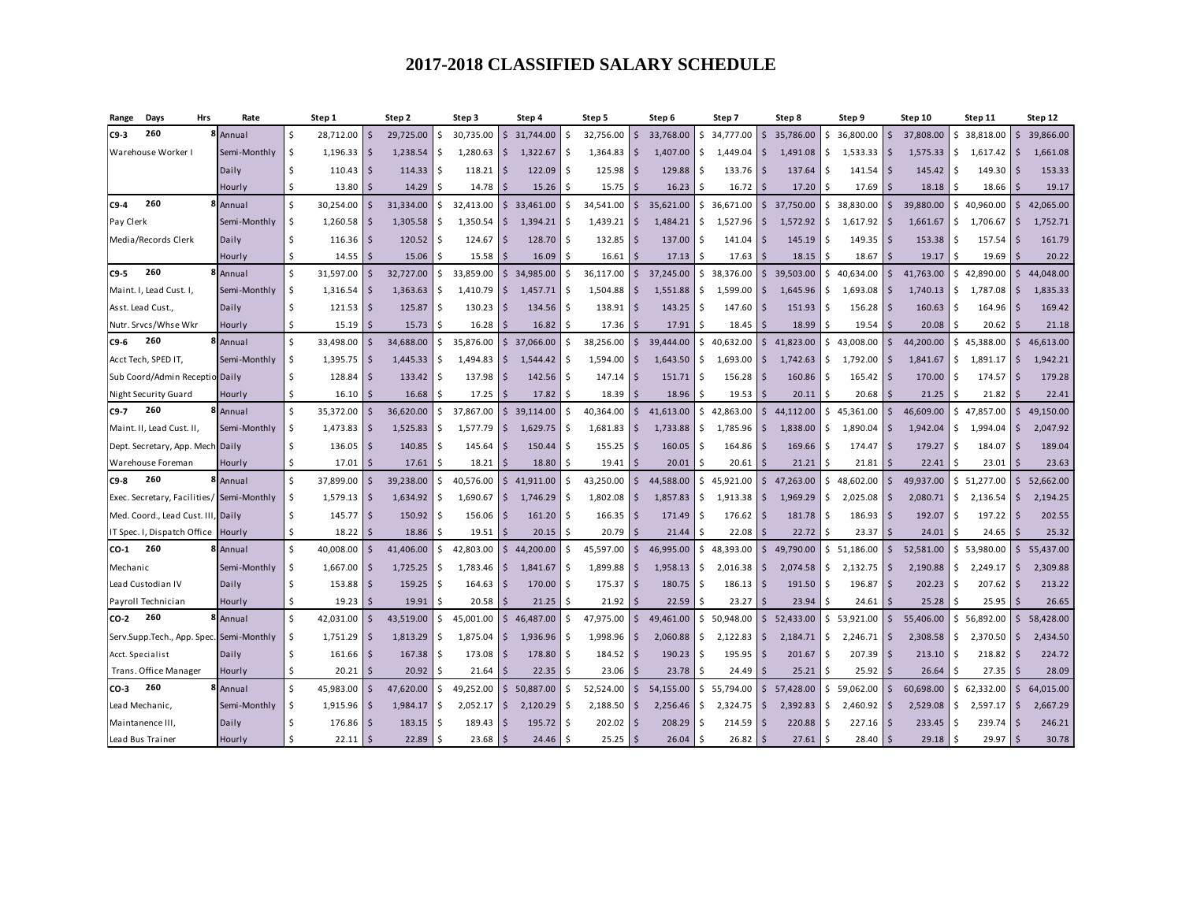# 2017-2018 CLASSIFIED SALARY SCHEDULE

| Range | Days | Hrs | Rate | Step 1 | Step 2 | Step 3 | Step 4 | Step 5 | Step 6 | Step 7 | Step 8 | Step 9 | Step 10 | Step 11 | Step 12 |
|---|---|---|---|---|---|---|---|---|---|---|---|---|---|---|---|
| C9-3 | 260 | 8 | Annual | $ 28,712.00 | $ 29,725.00 | $ 30,735.00 | $ 31,744.00 | $ 32,756.00 | $ 33,768.00 | $ 34,777.00 | $ 35,786.00 | $ 36,800.00 | $ 37,808.00 | $ 38,818.00 | $ 39,866.00 |
| Warehouse Worker I | | | Semi-Monthly | $ 1,196.33 | $ 1,238.54 | $ 1,280.63 | $ 1,322.67 | $ 1,364.83 | $ 1,407.00 | $ 1,449.04 | $ 1,491.08 | $ 1,533.33 | $ 1,575.33 | $ 1,617.42 | $ 1,661.08 |
| | | | Daily | $ 110.43 | $ 114.33 | $ 118.21 | $ 122.09 | $ 125.98 | $ 129.88 | $ 133.76 | $ 137.64 | $ 141.54 | $ 145.42 | $ 149.30 | $ 153.33 |
| | | | Hourly | $ 13.80 | $ 14.29 | $ 14.78 | $ 15.26 | $ 15.75 | $ 16.23 | $ 16.72 | $ 17.20 | $ 17.69 | $ 18.18 | $ 18.66 | $ 19.17 |
| C9-4 | 260 | 8 | Annual | $ 30,254.00 | $ 31,334.00 | $ 32,413.00 | $ 33,461.00 | $ 34,541.00 | $ 35,621.00 | $ 36,671.00 | $ 37,750.00 | $ 38,830.00 | $ 39,880.00 | $ 40,960.00 | $ 42,065.00 |
| Pay Clerk | | | Semi-Monthly | $ 1,260.58 | $ 1,305.58 | $ 1,350.54 | $ 1,394.21 | $ 1,439.21 | $ 1,484.21 | $ 1,527.96 | $ 1,572.92 | $ 1,617.92 | $ 1,661.67 | $ 1,706.67 | $ 1,752.71 |
| Media/Records Clerk | | | Daily | $ 116.36 | $ 120.52 | $ 124.67 | $ 128.70 | $ 132.85 | $ 137.00 | $ 141.04 | $ 145.19 | $ 149.35 | $ 153.38 | $ 157.54 | $ 161.79 |
| | | | Hourly | $ 14.55 | $ 15.06 | $ 15.58 | $ 16.09 | $ 16.61 | $ 17.13 | $ 17.63 | $ 18.15 | $ 18.67 | $ 19.17 | $ 19.69 | $ 20.22 |
| C9-5 | 260 | 8 | Annual | $ 31,597.00 | $ 32,727.00 | $ 33,859.00 | $ 34,985.00 | $ 36,117.00 | $ 37,245.00 | $ 38,376.00 | $ 39,503.00 | $ 40,634.00 | $ 41,763.00 | $ 42,890.00 | $ 44,048.00 |
| Maint. I, Lead Cust. I, | | | Semi-Monthly | $ 1,316.54 | $ 1,363.63 | $ 1,410.79 | $ 1,457.71 | $ 1,504.88 | $ 1,551.88 | $ 1,599.00 | $ 1,645.96 | $ 1,693.08 | $ 1,740.13 | $ 1,787.08 | $ 1,835.33 |
| Asst. Lead Cust., | | | Daily | $ 121.53 | $ 125.87 | $ 130.23 | $ 134.56 | $ 138.91 | $ 143.25 | $ 147.60 | $ 151.93 | $ 156.28 | $ 160.63 | $ 164.96 | $ 169.42 |
| Nutr. Srvcs/Whse Wkr | | | Hourly | $ 15.19 | $ 15.73 | $ 16.28 | $ 16.82 | $ 17.36 | $ 17.91 | $ 18.45 | $ 18.99 | $ 19.54 | $ 20.08 | $ 20.62 | $ 21.18 |
| C9-6 | 260 | 8 | Annual | $ 33,498.00 | $ 34,688.00 | $ 35,876.00 | $ 37,066.00 | $ 38,256.00 | $ 39,444.00 | $ 40,632.00 | $ 41,823.00 | $ 43,008.00 | $ 44,200.00 | $ 45,388.00 | $ 46,613.00 |
| Acct Tech, SPED IT, | | | Semi-Monthly | $ 1,395.75 | $ 1,445.33 | $ 1,494.83 | $ 1,544.42 | $ 1,594.00 | $ 1,643.50 | $ 1,693.00 | $ 1,742.63 | $ 1,792.00 | $ 1,841.67 | $ 1,891.17 | $ 1,942.21 |
| Sub Coord/Admin Receptio | | | Daily | $ 128.84 | $ 133.42 | $ 137.98 | $ 142.56 | $ 147.14 | $ 151.71 | $ 156.28 | $ 160.86 | $ 165.42 | $ 170.00 | $ 174.57 | $ 179.28 |
| Night Security Guard | | | Hourly | $ 16.10 | $ 16.68 | $ 17.25 | $ 17.82 | $ 18.39 | $ 18.96 | $ 19.53 | $ 20.11 | $ 20.68 | $ 21.25 | $ 21.82 | $ 22.41 |
| C9-7 | 260 | 8 | Annual | $ 35,372.00 | $ 36,620.00 | $ 37,867.00 | $ 39,114.00 | $ 40,364.00 | $ 41,613.00 | $ 42,863.00 | $ 44,112.00 | $ 45,361.00 | $ 46,609.00 | $ 47,857.00 | $ 49,150.00 |
| Maint. II, Lead Cust. II, | | | Semi-Monthly | $ 1,473.83 | $ 1,525.83 | $ 1,577.79 | $ 1,629.75 | $ 1,681.83 | $ 1,733.88 | $ 1,785.96 | $ 1,838.00 | $ 1,890.04 | $ 1,942.04 | $ 1,994.04 | $ 2,047.92 |
| Dept. Secretary, App. Mech | | | Daily | $ 136.05 | $ 140.85 | $ 145.64 | $ 150.44 | $ 155.25 | $ 160.05 | $ 164.86 | $ 169.66 | $ 174.47 | $ 179.27 | $ 184.07 | $ 189.04 |
| Warehouse Foreman | | | Hourly | $ 17.01 | $ 17.61 | $ 18.21 | $ 18.80 | $ 19.41 | $ 20.01 | $ 20.61 | $ 21.21 | $ 21.81 | $ 22.41 | $ 23.01 | $ 23.63 |
| C9-8 | 260 | 8 | Annual | $ 37,899.00 | $ 39,238.00 | $ 40,576.00 | $ 41,911.00 | $ 43,250.00 | $ 44,588.00 | $ 45,921.00 | $ 47,263.00 | $ 48,602.00 | $ 49,937.00 | $ 51,277.00 | $ 52,662.00 |
| Exec. Secretary, Facilities/ | | | Semi-Monthly | $ 1,579.13 | $ 1,634.92 | $ 1,690.67 | $ 1,746.29 | $ 1,802.08 | $ 1,857.83 | $ 1,913.38 | $ 1,969.29 | $ 2,025.08 | $ 2,080.71 | $ 2,136.54 | $ 2,194.25 |
| Med. Coord., Lead Cust. III, | | | Daily | $ 145.77 | $ 150.92 | $ 156.06 | $ 161.20 | $ 166.35 | $ 171.49 | $ 176.62 | $ 181.78 | $ 186.93 | $ 192.07 | $ 197.22 | $ 202.55 |
| IT Spec. I, Dispatch Office | | | Hourly | $ 18.22 | $ 18.86 | $ 19.51 | $ 20.15 | $ 20.79 | $ 21.44 | $ 22.08 | $ 22.72 | $ 23.37 | $ 24.01 | $ 24.65 | $ 25.32 |
| CO-1 | 260 | 8 | Annual | $ 40,008.00 | $ 41,406.00 | $ 42,803.00 | $ 44,200.00 | $ 45,597.00 | $ 46,995.00 | $ 48,393.00 | $ 49,790.00 | $ 51,186.00 | $ 52,581.00 | $ 53,980.00 | $ 55,437.00 |
| Mechanic | | | Semi-Monthly | $ 1,667.00 | $ 1,725.25 | $ 1,783.46 | $ 1,841.67 | $ 1,899.88 | $ 1,958.13 | $ 2,016.38 | $ 2,074.58 | $ 2,132.75 | $ 2,190.88 | $ 2,249.17 | $ 2,309.88 |
| Lead Custodian IV | | | Daily | $ 153.88 | $ 159.25 | $ 164.63 | $ 170.00 | $ 175.37 | $ 180.75 | $ 186.13 | $ 191.50 | $ 196.87 | $ 202.23 | $ 207.62 | $ 213.22 |
| Payroll Technician | | | Hourly | $ 19.23 | $ 19.91 | $ 20.58 | $ 21.25 | $ 21.92 | $ 22.59 | $ 23.27 | $ 23.94 | $ 24.61 | $ 25.28 | $ 25.95 | $ 26.65 |
| CO-2 | 260 | 8 | Annual | $ 42,031.00 | $ 43,519.00 | $ 45,001.00 | $ 46,487.00 | $ 47,975.00 | $ 49,461.00 | $ 50,948.00 | $ 52,433.00 | $ 53,921.00 | $ 55,406.00 | $ 56,892.00 | $ 58,428.00 |
| Serv.Supp.Tech., App. Spec. | | | Semi-Monthly | $ 1,751.29 | $ 1,813.29 | $ 1,875.04 | $ 1,936.96 | $ 1,998.96 | $ 2,060.88 | $ 2,122.83 | $ 2,184.71 | $ 2,246.71 | $ 2,308.58 | $ 2,370.50 | $ 2,434.50 |
| Acct. Specialist | | | Daily | $ 161.66 | $ 167.38 | $ 173.08 | $ 178.80 | $ 184.52 | $ 190.23 | $ 195.95 | $ 201.67 | $ 207.39 | $ 213.10 | $ 218.82 | $ 224.72 |
| Trans. Office Manager | | | Hourly | $ 20.21 | $ 20.92 | $ 21.64 | $ 22.35 | $ 23.06 | $ 23.78 | $ 24.49 | $ 25.21 | $ 25.92 | $ 26.64 | $ 27.35 | $ 28.09 |
| CO-3 | 260 | 8 | Annual | $ 45,983.00 | $ 47,620.00 | $ 49,252.00 | $ 50,887.00 | $ 52,524.00 | $ 54,155.00 | $ 55,794.00 | $ 57,428.00 | $ 59,062.00 | $ 60,698.00 | $ 62,332.00 | $ 64,015.00 |
| Lead Mechanic, | | | Semi-Monthly | $ 1,915.96 | $ 1,984.17 | $ 2,052.17 | $ 2,120.29 | $ 2,188.50 | $ 2,256.46 | $ 2,324.75 | $ 2,392.83 | $ 2,460.92 | $ 2,529.08 | $ 2,597.17 | $ 2,667.29 |
| Maintanence III, | | | Daily | $ 176.86 | $ 183.15 | $ 189.43 | $ 195.72 | $ 202.02 | $ 208.29 | $ 214.59 | $ 220.88 | $ 227.16 | $ 233.45 | $ 239.74 | $ 246.21 |
| Lead Bus Trainer | | | Hourly | $ 22.11 | $ 22.89 | $ 23.68 | $ 24.46 | $ 25.25 | $ 26.04 | $ 26.82 | $ 27.61 | $ 28.40 | $ 29.18 | $ 29.97 | $ 30.78 |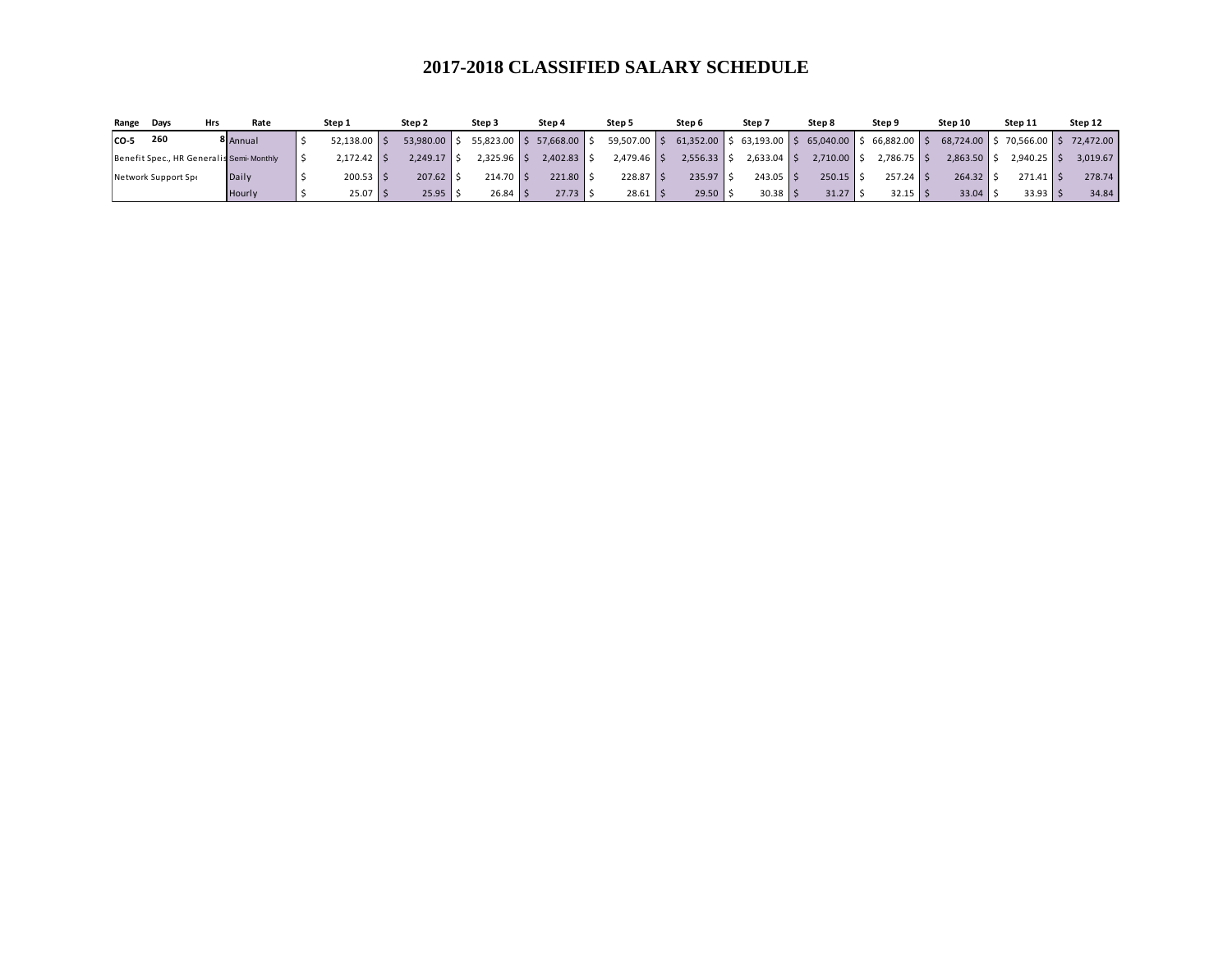# 2017-2018 CLASSIFIED SALARY SCHEDULE

| Range | Days | Hrs | Rate | Step 1 | Step 2 | Step 3 | Step 4 | Step 5 | Step 6 | Step 7 | Step 8 | Step 9 | Step 10 | Step 11 | Step 12 |
|---|---|---|---|---|---|---|---|---|---|---|---|---|---|---|---|
| **CO-5** | **260** | **8** | Annual | $ 52,138.00 | $ 53,980.00 | $ 55,823.00 | $ 57,668.00 | $ 59,507.00 | $ 61,352.00 | $ 63,193.00 | $ 65,040.00 | $ 66,882.00 | $ 68,724.00 | $ 70,566.00 | $ 72,472.00 |
| Benefit Spec., HR Generalis | | | Semi-Monthly | $ 2,172.42 | $ 2,249.17 | $ 2,325.96 | $ 2,402.83 | $ 2,479.46 | $ 2,556.33 | $ 2,633.04 | $ 2,710.00 | $ 2,786.75 | $ 2,863.50 | $ 2,940.25 | $ 3,019.67 |
| Network Support Spe | | | Daily | $ 200.53 | $ 207.62 | $ 214.70 | $ 221.80 | $ 228.87 | $ 235.97 | $ 243.05 | $ 250.15 | $ 257.24 | $ 264.32 | $ 271.41 | $ 278.74 |
| | | | Hourly | $ 25.07 | $ 25.95 | $ 26.84 | $ 27.73 | $ 28.61 | $ 29.50 | $ 30.38 | $ 31.27 | $ 32.15 | $ 33.04 | $ 33.93 | $ 34.84 |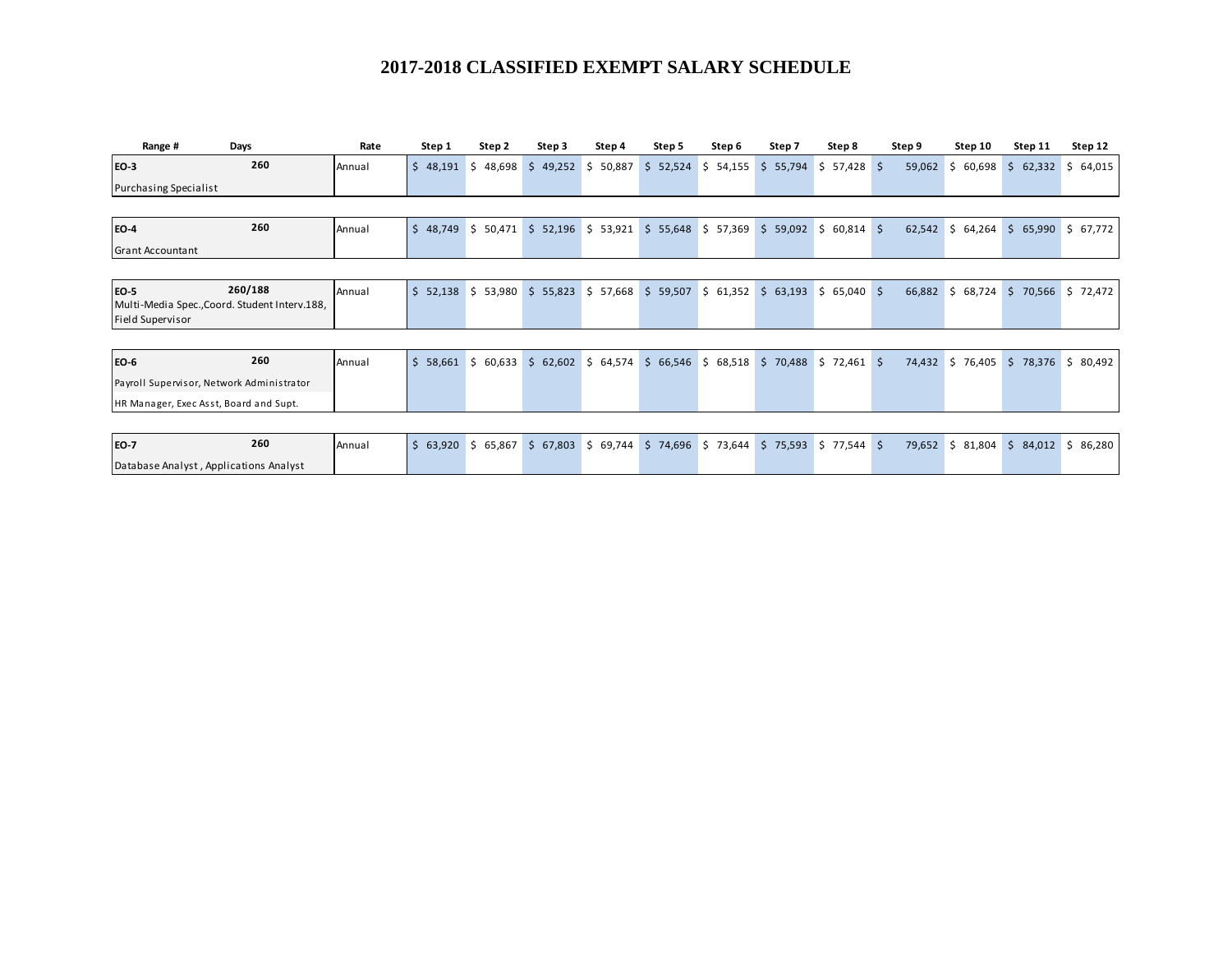# 2017-2018 CLASSIFIED EXEMPT SALARY SCHEDULE

| Range # | Days | Rate | Step 1 | Step 2 | Step 3 | Step 4 | Step 5 | Step 6 | Step 7 | Step 8 | Step 9 | Step 10 | Step 11 | Step 12 |
|---|---|---|---|---|---|---|---|---|---|---|---|---|---|---|
| **EO-3** | 260 | Annual | $ 48,191 | $ 48,698 | $ 49,252 | $ 50,887 | $ 52,524 | $ 54,155 | $ 55,794 | $ 57,428 | $ 59,062 | $ 60,698 | $ 62,332 | $ 64,015 |
| Purchasing Specialist | | | | | | | | | | | | | | |
| **EO-4** | 260 | Annual | $ 48,749 | $ 50,471 | $ 52,196 | $ 53,921 | $ 55,648 | $ 57,369 | $ 59,092 | $ 60,814 | $ 62,542 | $ 64,264 | $ 65,990 | $ 67,772 |
| Grant Accountant | | | | | | | | | | | | | | |
| **EO-5** | 260/188 | Annual | $ 52,138 | $ 53,980 | $ 55,823 | $ 57,668 | $ 59,507 | $ 61,352 | $ 63,193 | $ 65,040 | $ 66,882 | $ 68,724 | $ 70,566 | $ 72,472 |
| Multi-Media Spec.,Coord. Student Interv.188, Field Supervisor | | | | | | | | | | | | | | |
| **EO-6** | 260 | Annual | $ 58,661 | $ 60,633 | $ 62,602 | $ 64,574 | $ 66,546 | $ 68,518 | $ 70,488 | $ 72,461 | $ 74,432 | $ 76,405 | $ 78,376 | $ 80,492 |
| Payroll Supervisor, Network Administrator | | | | | | | | | | | | | | |
| HR Manager, Exec Asst, Board and Supt. | | | | | | | | | | | | | | |
| **EO-7** | 260 | Annual | $ 63,920 | $ 65,867 | $ 67,803 | $ 69,744 | $ 74,696 | $ 73,644 | $ 75,593 | $ 77,544 | $ 79,652 | $ 81,804 | $ 84,012 | $ 86,280 |
| Database Analyst , Applications Analyst | | | | | | | | | | | | | | |